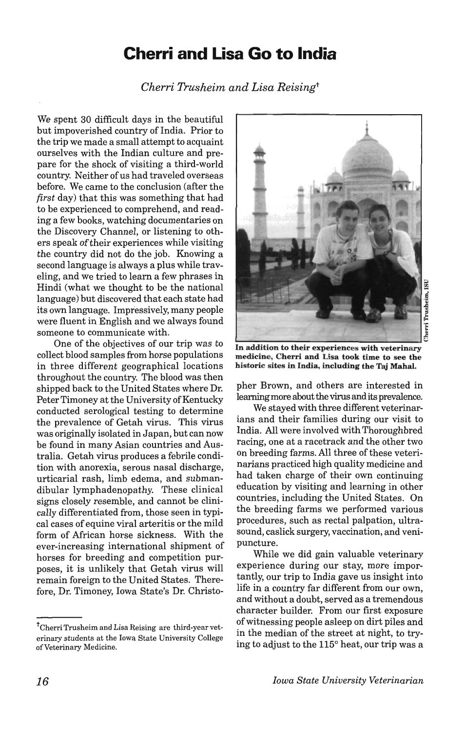# Cherri and Lisa Go to India

*Cherri Trusheim and Lisa Reising*[†]

We spent 30 difficult days in the beautiful but impoverished country of India. Prior to the trip we made a small attempt to acquaint ourselves with the Indian culture and prepare for the shock of visiting a third-world country. Neither of us had traveled overseas before. We came to the conclusion (after the *first* day) that this was something that had to be experienced to comprehend, and reading a few books, watching documentaries on the Discovery Channel, or listening to others speak of their experiences while visiting the country did not do the job. Knowing a second language is always a plus while traveling, and we tried to learn a few phrases in Hindi (what we thought to be the national language) but discovered that each state had its own language. Impressively, many people were fluent in English and we always found someone to communicate with.

One of the objectives of our trip was to collect blood samples from horse populations in three different geographical locations throughout the country. The blood was then shipped back to the United States where Dr. Peter Timoney at the University of Kentucky conducted serological testing to determine the prevalence of Getah virus. This virus was originally isolated in Japan, but can now be found in many Asian countries and Australia. Getah virus produces a febrile condition with anorexia, serous nasal discharge, urticarial rash, limb edema, and submandibular lymphadenopathy. These clinical signs closely resemble, and cannot be clinically differentiated from, those seen in typical cases of equine viral arteritis or the mild form of African horse sickness. With the ever-increasing international shipment of horses for breeding and competition purposes, it is unlikely that Getah virus will remain foreign to the United States. Therefore, Dr. Timoney, Iowa State's Dr. Christopher Brown, and others are interested in learning more about the virus and its prevalence.

Cherri Trusheim, ISU

**In addition to their experiences with veterinary medicine, Cherri and Lisa took time to see the historic sites in India, including the Taj Mahal.**

We stayed with three different veterinarians and their families during our visit to India. All were involved with Thoroughbred racing, one at a racetrack and the other two on breeding farms. All three of these veterinarians practiced high quality medicine and had taken charge of their own continuing education by visiting and learning in other countries, including the United States. On the breeding farms we performed various procedures, such as rectal palpation, ultrasound, caslick surgery, vaccination, and venipuncture.

While we did gain valuable veterinary experience during our stay, more importantly, our trip to India gave us insight into life in a country far different from our own, and without a doubt, served as a tremendous character builder. From our first exposure of witnessing people asleep on dirt piles and in the median of the street at night, to trying to adjust to the 115° heat, our trip was a

---

[†]Cherri Trusheim and Lisa Reising are third-year veterinary students at the Iowa State University College of Veterinary Medicine.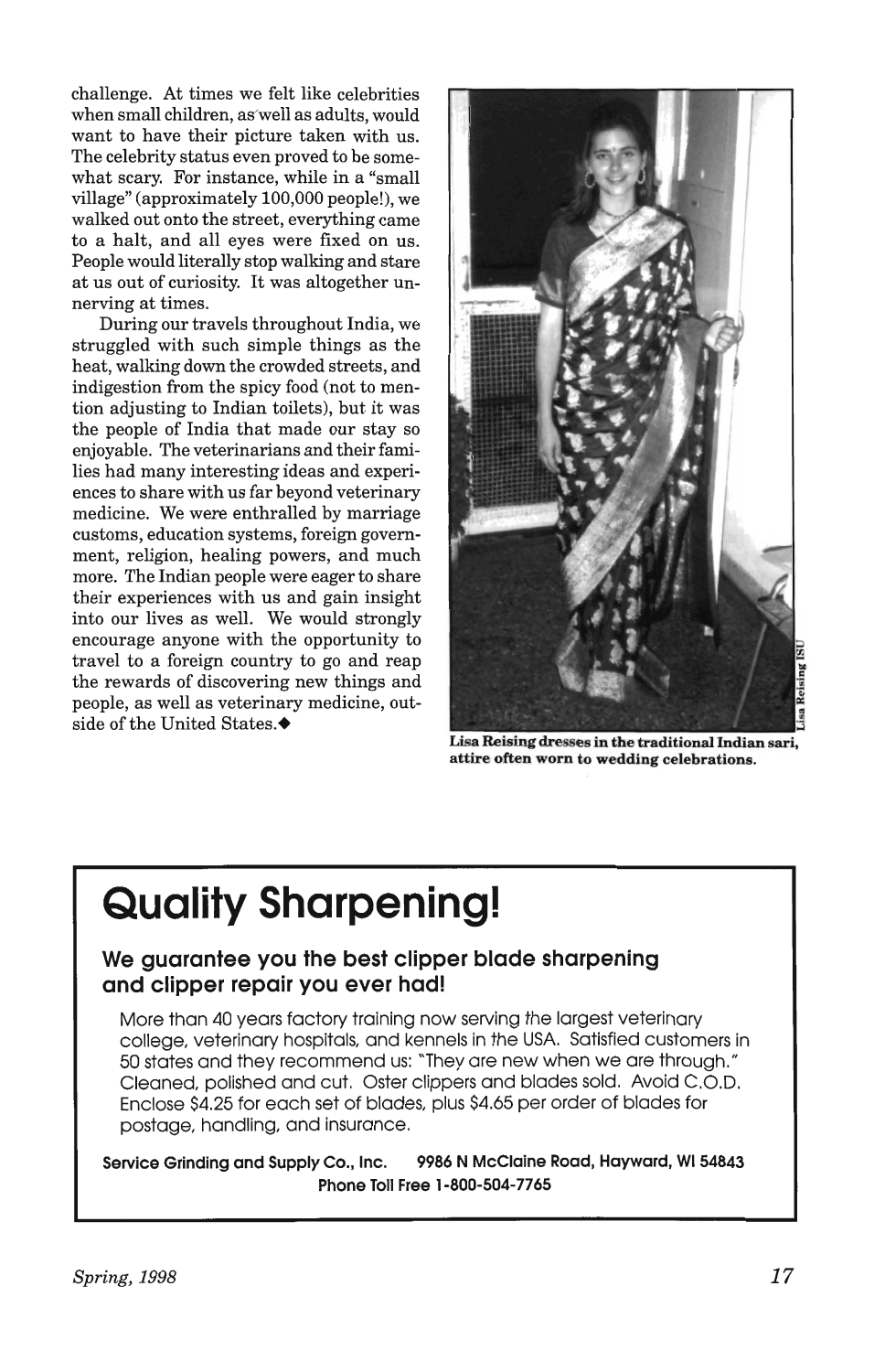challenge. At times we felt like celebrities when small children, as well as adults, would want to have their picture taken with us. The celebrity status even proved to be somewhat scary. For instance, while in a "small village" (approximately 100,000 people!), we walked out onto the street, everything came to a halt, and all eyes were fixed on us. People would literally stop walking and stare at us out of curiosity. It was altogether unnerving at times.

During our travels throughout India, we struggled with such simple things as the heat, walking down the crowded streets, and indigestion from the spicy food (not to mention adjusting to Indian toilets), but it was the people of India that made our stay so enjoyable. The veterinarians and their families had many interesting ideas and experiences to share with us far beyond veterinary medicine. We were enthralled by marriage customs, education systems, foreign government, religion, healing powers, and much more. The Indian people were eager to share their experiences with us and gain insight into our lives as well. We would strongly encourage anyone with the opportunity to travel to a foreign country to go and reap the rewards of discovering new things and people, as well as veterinary medicine, outside of the United States.◆

Lisa Reising ISU

**Lisa Reising dresses in the traditional Indian sari, attire often worn to wedding celebrations.**

# Quality Sharpening!

### We guarantee you the best clipper blade sharpening and clipper repair you ever had!

More than 40 years factory training now serving the largest veterinary college, veterinary hospitals, and kennels in the USA. Satisfied customers in 50 states and they recommend us: "They are new when we are through." Cleaned, polished and cut. Oster clippers and blades sold. Avoid C.O.D. Enclose $4.25 for each set of blades, plus $4.65 per order of blades for postage, handling, and insurance.

**Service Grinding and Supply Co., Inc. 9986 N McClaine Road, Hayward, WI 54843**
**Phone Toll Free 1-800-504-7765**